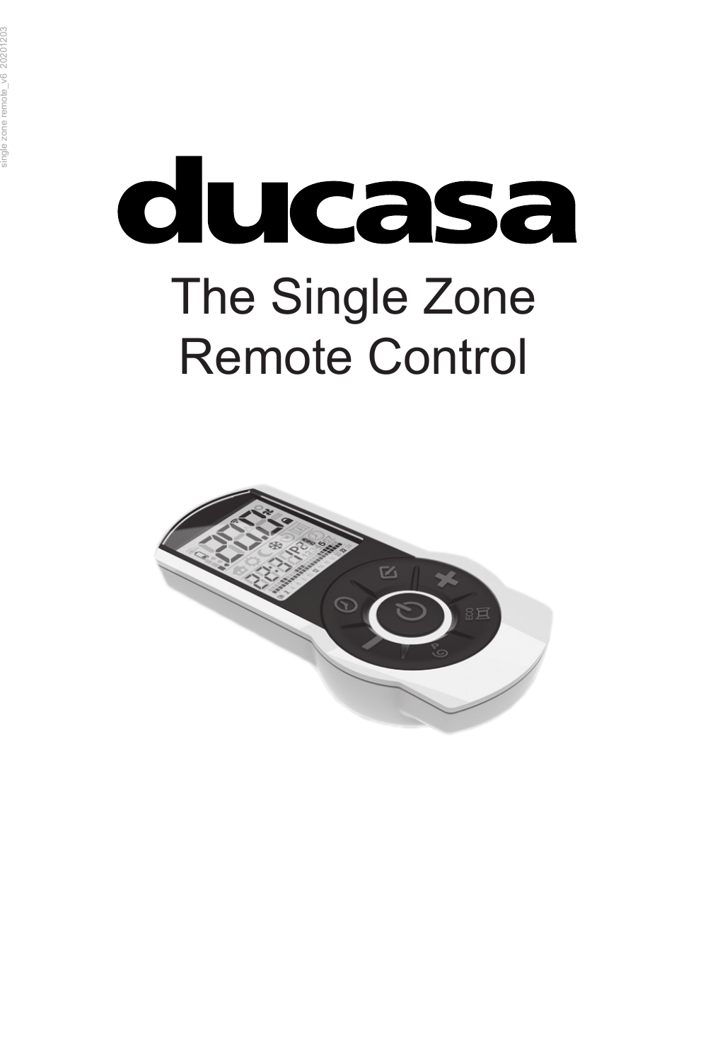# ducasa

# The Single Zone Remote Control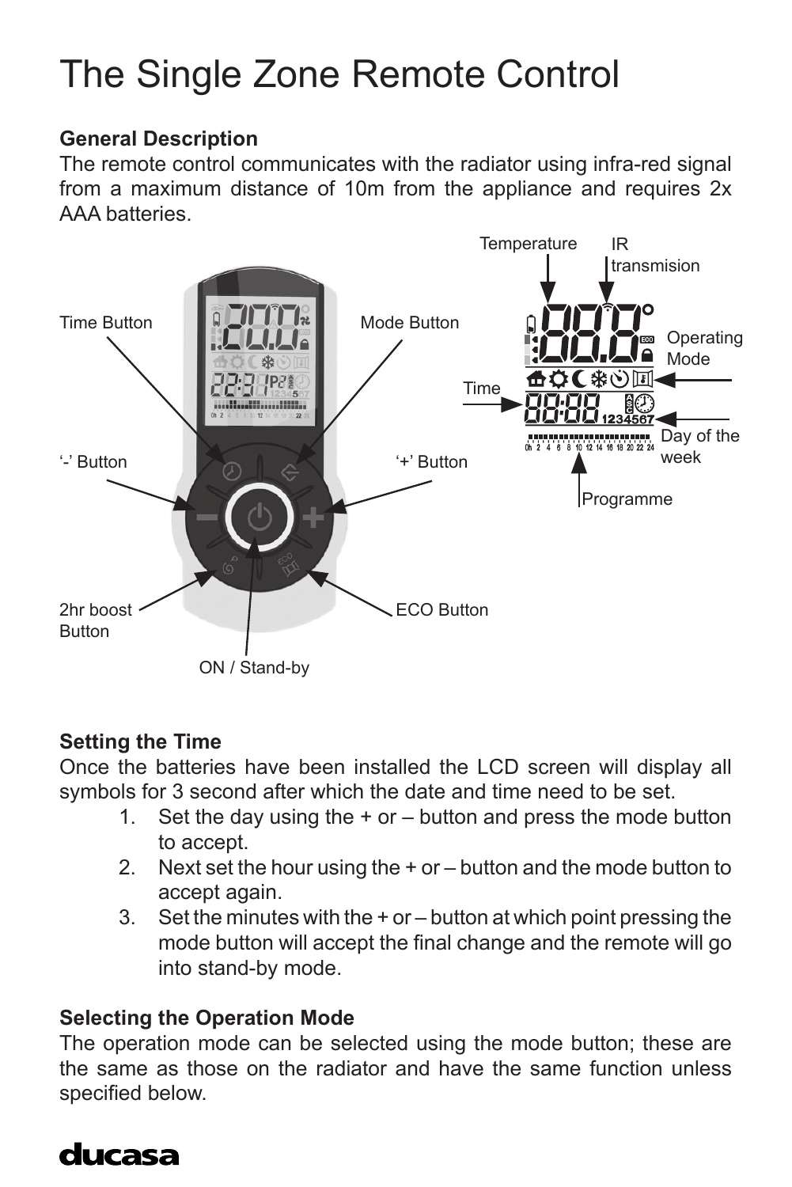# The Single Zone Remote Control

**General Description**

The remote control communicates with the radiator using infra-red signal from a maximum distance of 10m from the appliance and requires 2x AAA batteries.

Temperature

IR transmision

Time Button

Mode Button

Operating Mode

Time

Day of the week

'-' Button

'+' Button

Programme

2hr boost Button

ECO Button

ON / Stand-by

**Setting the Time**

Once the batteries have been installed the LCD screen will display all symbols for 3 second after which the date and time need to be set.

1. Set the day using the + or – button and press the mode button to accept.
2. Next set the hour using the + or – button and the mode button to accept again.
3. Set the minutes with the + or – button at which point pressing the mode button will accept the final change and the remote will go into stand-by mode.

**Selecting the Operation Mode**

The operation mode can be selected using the mode button; these are the same as those on the radiator and have the same function unless specified below.

ducasa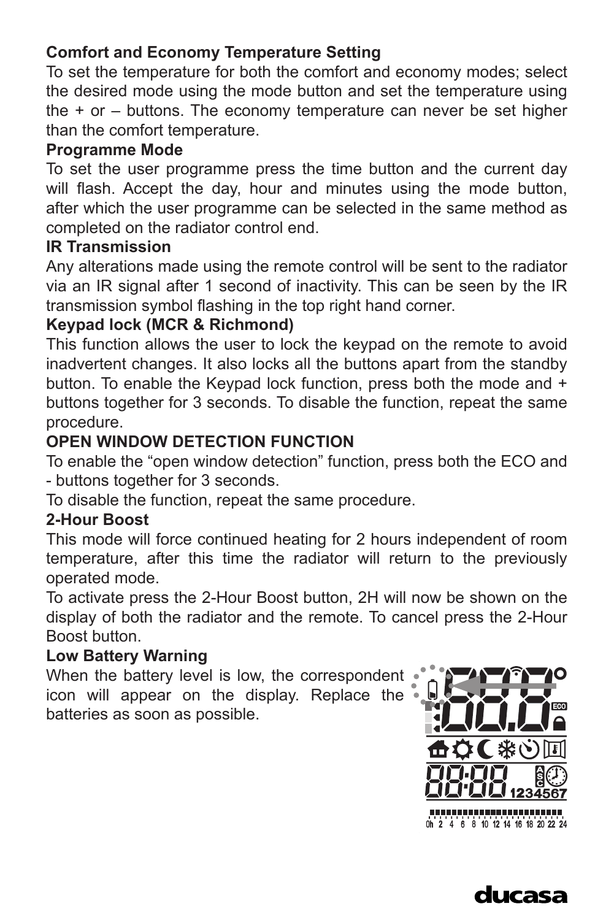**Comfort and Economy Temperature Setting**

To set the temperature for both the comfort and economy modes; select the desired mode using the mode button and set the temperature using the + or – buttons. The economy temperature can never be set higher than the comfort temperature.

**Programme Mode**

To set the user programme press the time button and the current day will flash. Accept the day, hour and minutes using the mode button, after which the user programme can be selected in the same method as completed on the radiator control end.

**IR Transmission**

Any alterations made using the remote control will be sent to the radiator via an IR signal after 1 second of inactivity. This can be seen by the IR transmission symbol flashing in the top right hand corner.

**Keypad lock (MCR & Richmond)**

This function allows the user to lock the keypad on the remote to avoid inadvertent changes. It also locks all the buttons apart from the standby button. To enable the Keypad lock function, press both the mode and + buttons together for 3 seconds. To disable the function, repeat the same procedure.

**OPEN WINDOW DETECTION FUNCTION**

To enable the "open window detection" function, press both the ECO and - buttons together for 3 seconds.

To disable the function, repeat the same procedure.

**2-Hour Boost**

This mode will force continued heating for 2 hours independent of room temperature, after this time the radiator will return to the previously operated mode.

To activate press the 2-Hour Boost button, 2H will now be shown on the display of both the radiator and the remote. To cancel press the 2-Hour Boost button.

**Low Battery Warning**

When the battery level is low, the correspondent icon will appear on the display. Replace the batteries as soon as possible.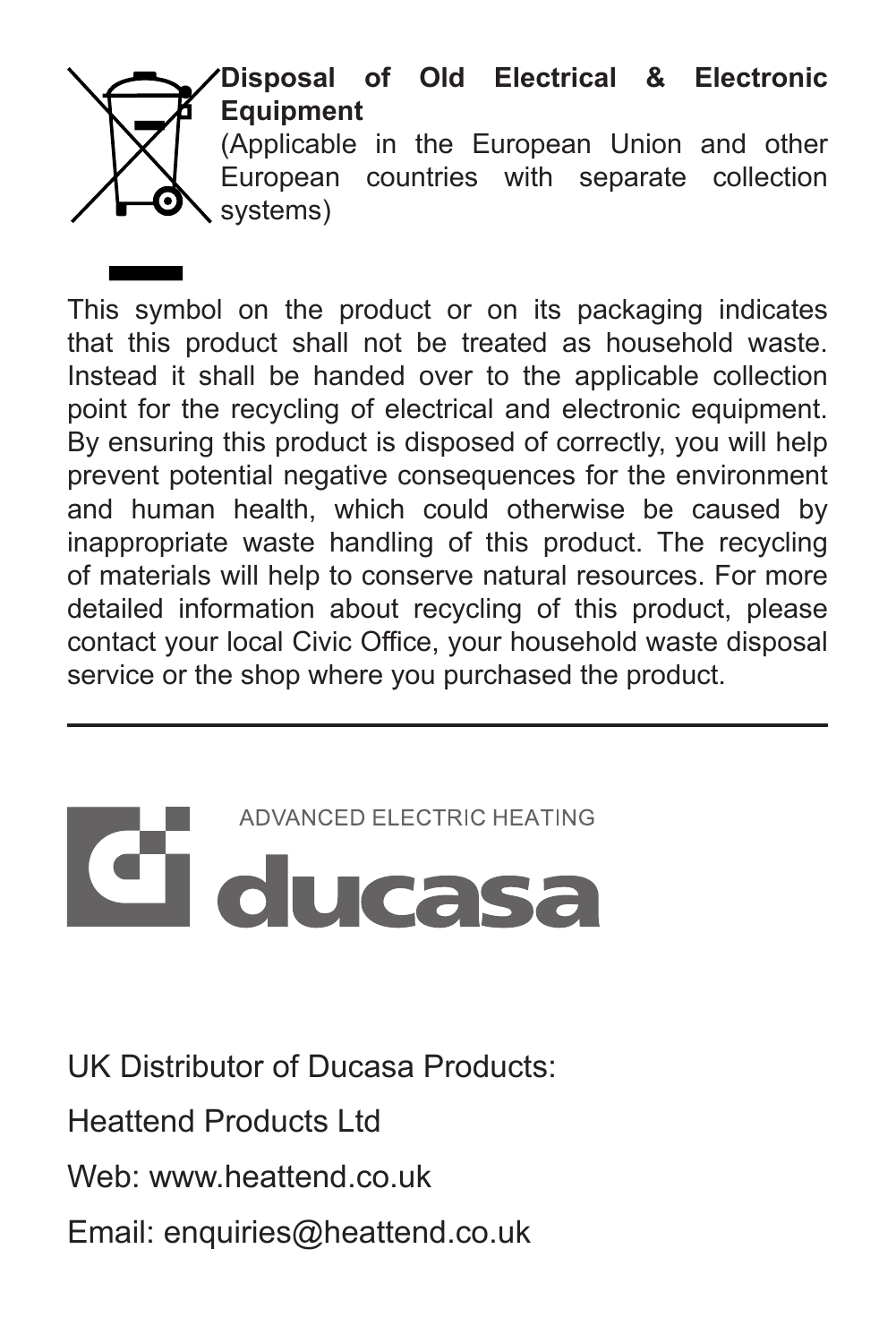**Disposal of Old Electrical & Electronic Equipment**

(Applicable in the European Union and other European countries with separate collection systems)

This symbol on the product or on its packaging indicates that this product shall not be treated as household waste. Instead it shall be handed over to the applicable collection point for the recycling of electrical and electronic equipment. By ensuring this product is disposed of correctly, you will help prevent potential negative consequences for the environment and human health, which could otherwise be caused by inappropriate waste handling of this product. The recycling of materials will help to conserve natural resources. For more detailed information about recycling of this product, please contact your local Civic Office, your household waste disposal service or the shop where you purchased the product.

---

ADVANCED ELECTRIC HEATING

ducasa

UK Distributor of Ducasa Products:

Heattend Products Ltd

Web: www.heattend.co.uk

Email: enquiries@heattend.co.uk